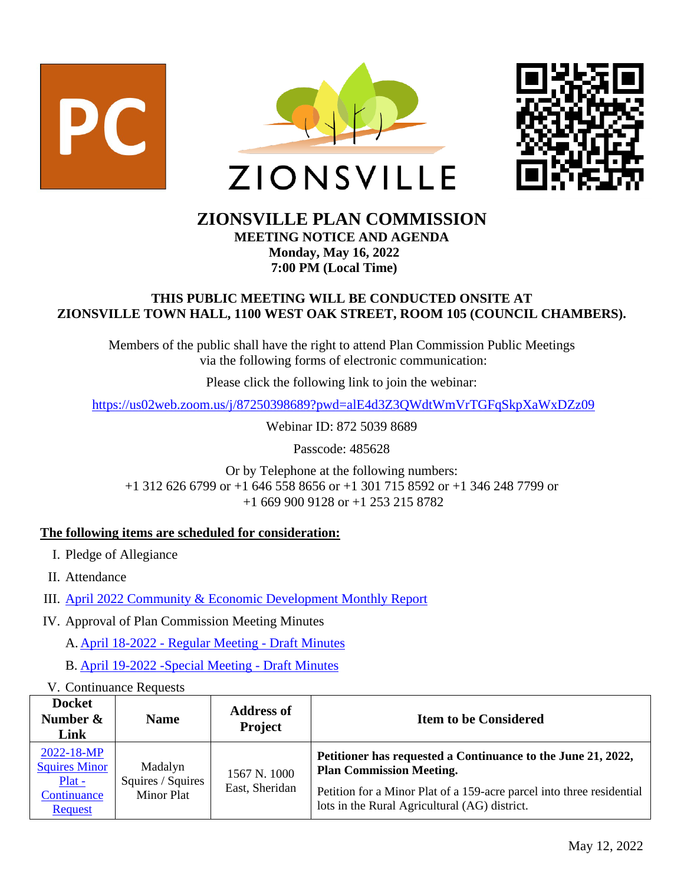# ZIONSVILLE PLAN COMMISSION

**MEETING NOTICE AND AGENDA**
**Monday, May 16, 2022**
**7:00 PM (Local Time)**

**THIS PUBLIC MEETING WILL BE CONDUCTED ONSITE AT ZIONSVILLE TOWN HALL, 1100 WEST OAK STREET, ROOM 105 (COUNCIL CHAMBERS).**

Members of the public shall have the right to attend Plan Commission Public Meetings via the following forms of electronic communication:

Please click the following link to join the webinar:

https://us02web.zoom.us/j/87250398689?pwd=alE4d3Z3QWdtWmVrTGFqSkpXaWxDZz09

Webinar ID: 872 5039 8689

Passcode: 485628

Or by Telephone at the following numbers:
+1 312 626 6799 or +1 646 558 8656 or +1 301 715 8592 or +1 346 248 7799 or
+1 669 900 9128 or +1 253 215 8782

**The following items are scheduled for consideration:**

I. Pledge of Allegiance

II. Attendance

III. April 2022 Community & Economic Development Monthly Report

IV. Approval of Plan Commission Meeting Minutes

A. April 18-2022 - Regular Meeting - Draft Minutes

B. April 19-2022 -Special Meeting - Draft Minutes

V. Continuance Requests

| Docket Number & Link | Name | Address of Project | Item to be Considered |
|---|---|---|---|
| 2022-18-MP Squires Minor Plat - Continuance Request | Madalyn Squires / Squires Minor Plat | 1567 N. 1000 East, Sheridan | **Petitioner has requested a Continuance to the June 21, 2022, Plan Commission Meeting.** Petition for a Minor Plat of a 159-acre parcel into three residential lots in the Rural Agricultural (AG) district. |

May 12, 2022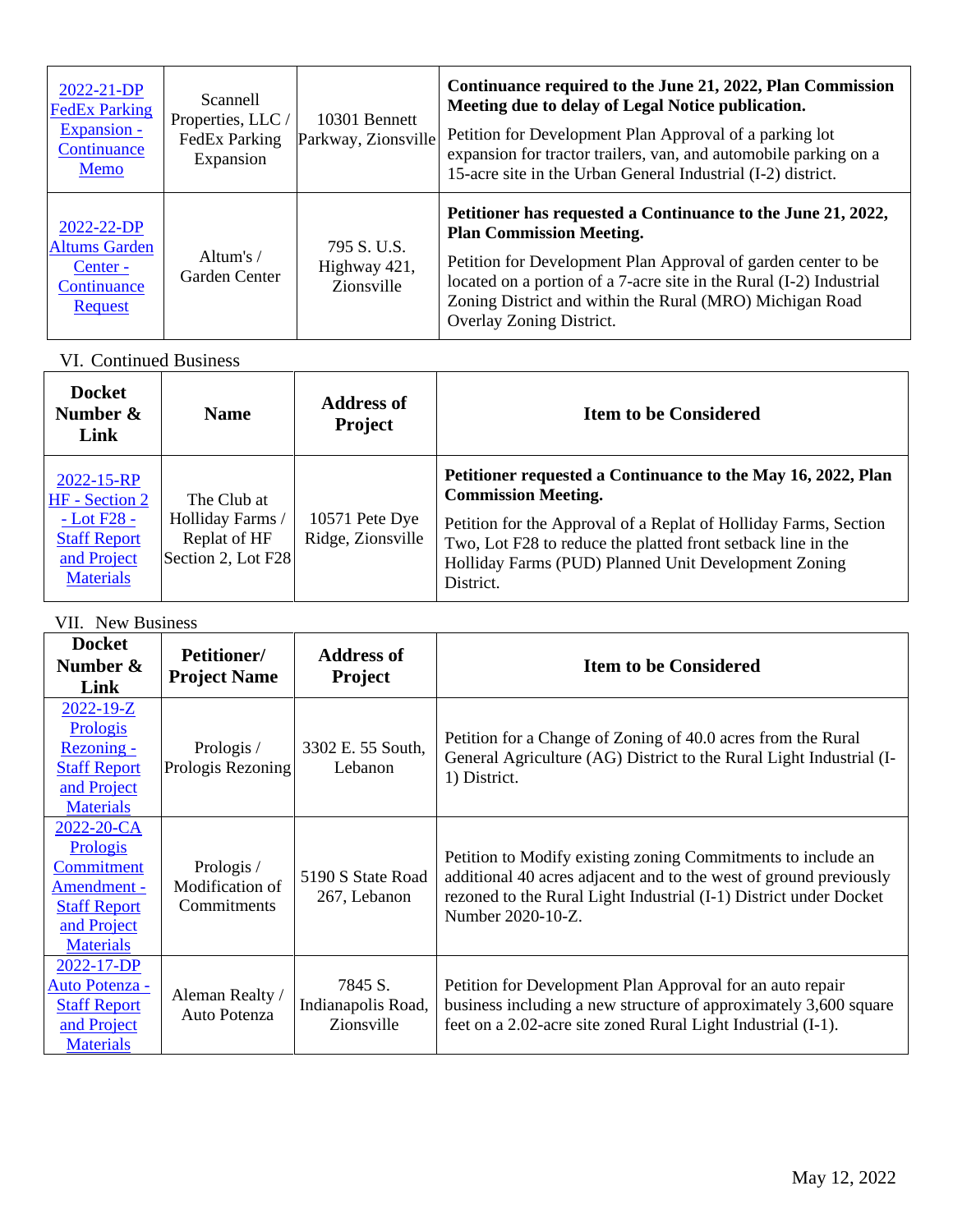| | | | |
|---|---|---|---|
| 2022-21-DP FedEx Parking Expansion - Continuance Memo | Scannell Properties, LLC / FedEx Parking Expansion | 10301 Bennett Parkway, Zionsville | **Continuance required to the June 21, 2022, Plan Commission Meeting due to delay of Legal Notice publication.** Petition for Development Plan Approval of a parking lot expansion for tractor trailers, van, and automobile parking on a 15-acre site in the Urban General Industrial (I-2) district. |
| 2022-22-DP Altums Garden Center - Continuance Request | Altum's / Garden Center | 795 S. U.S. Highway 421, Zionsville | **Petitioner has requested a Continuance to the June 21, 2022, Plan Commission Meeting.** Petition for Development Plan Approval of garden center to be located on a portion of a 7-acre site in the Rural (I-2) Industrial Zoning District and within the Rural (MRO) Michigan Road Overlay Zoning District. |

VI. Continued Business

| Docket Number & Link | Name | Address of Project | Item to be Considered |
|---|---|---|---|
| 2022-15-RP HF - Section 2 - Lot F28 - Staff Report and Project Materials | The Club at Holliday Farms / Replat of HF Section 2, Lot F28 | 10571 Pete Dye Ridge, Zionsville | **Petitioner requested a Continuance to the May 16, 2022, Plan Commission Meeting.** Petition for the Approval of a Replat of Holliday Farms, Section Two, Lot F28 to reduce the platted front setback line in the Holliday Farms (PUD) Planned Unit Development Zoning District. |

VII. New Business

| Docket Number & Link | Petitioner/ Project Name | Address of Project | Item to be Considered |
|---|---|---|---|
| 2022-19-Z Prologis Rezoning - Staff Report and Project Materials | Prologis / Prologis Rezoning | 3302 E. 55 South, Lebanon | Petition for a Change of Zoning of 40.0 acres from the Rural General Agriculture (AG) District to the Rural Light Industrial (I-1) District. |
| 2022-20-CA Prologis Commitment Amendment - Staff Report and Project Materials | Prologis / Modification of Commitments | 5190 S State Road 267, Lebanon | Petition to Modify existing zoning Commitments to include an additional 40 acres adjacent and to the west of ground previously rezoned to the Rural Light Industrial (I-1) District under Docket Number 2020-10-Z. |
| 2022-17-DP Auto Potenza - Staff Report and Project Materials | Aleman Realty / Auto Potenza | 7845 S. Indianapolis Road, Zionsville | Petition for Development Plan Approval for an auto repair business including a new structure of approximately 3,600 square feet on a 2.02-acre site zoned Rural Light Industrial (I-1). |

May 12, 2022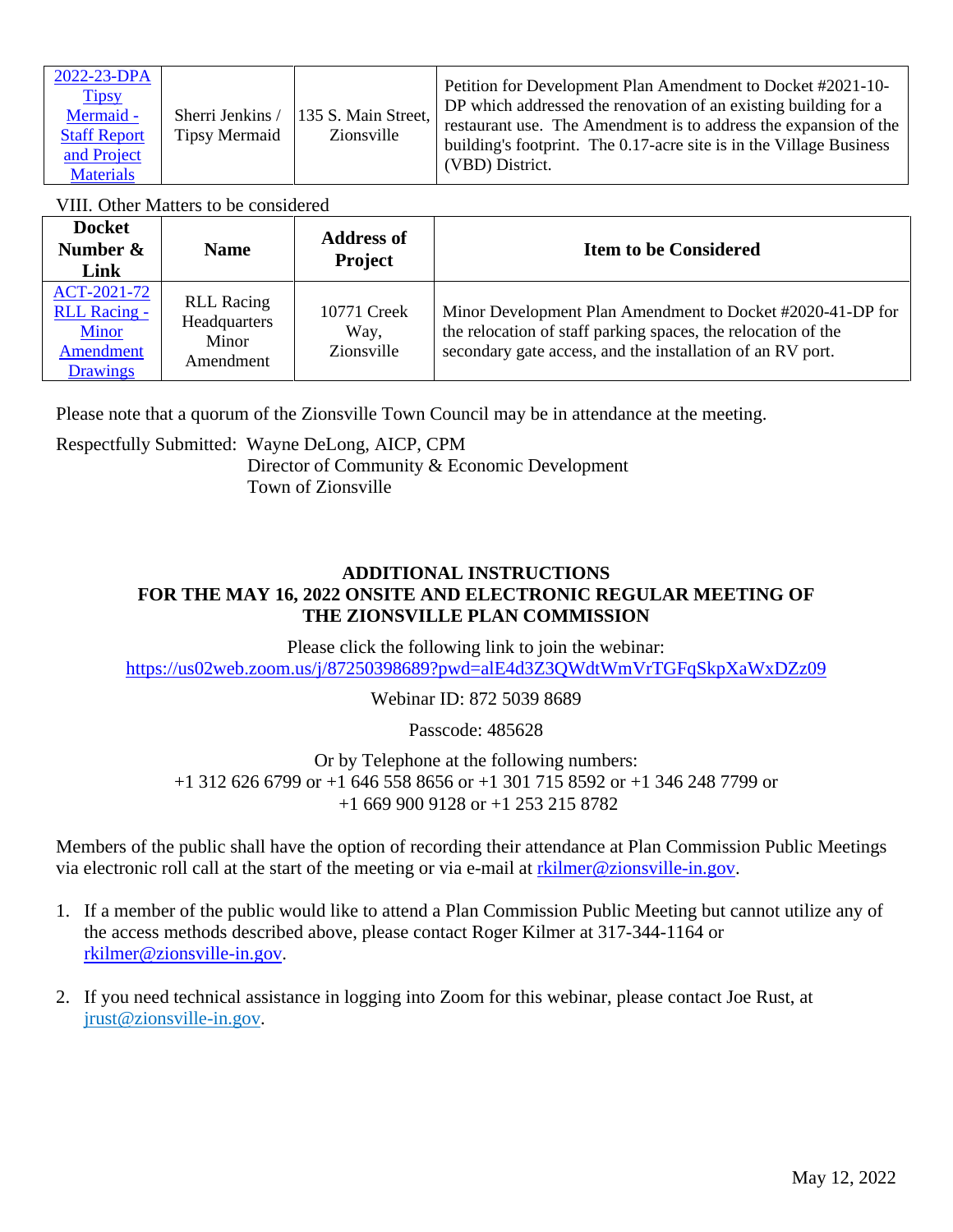| | | | |
|---|---|---|---|
| 2022-23-DPA Tipsy Mermaid - Staff Report and Project Materials | Sherri Jenkins / Tipsy Mermaid | 135 S. Main Street, Zionsville | Petition for Development Plan Amendment to Docket #2021-10-DP which addressed the renovation of an existing building for a restaurant use. The Amendment is to address the expansion of the building's footprint. The 0.17-acre site is in the Village Business (VBD) District. |

VIII. Other Matters to be considered

| Docket Number & Link | Name | Address of Project | Item to be Considered |
|---|---|---|---|
| ACT-2021-72 RLL Racing - Minor Amendment Drawings | RLL Racing Headquarters Minor Amendment | 10771 Creek Way, Zionsville | Minor Development Plan Amendment to Docket #2020-41-DP for the relocation of staff parking spaces, the relocation of the secondary gate access, and the installation of an RV port. |

Please note that a quorum of the Zionsville Town Council may be in attendance at the meeting.

Respectfully Submitted: Wayne DeLong, AICP, CPM
Director of Community & Economic Development
Town of Zionsville

**ADDITIONAL INSTRUCTIONS**
**FOR THE MAY 16, 2022 ONSITE AND ELECTRONIC REGULAR MEETING OF THE ZIONSVILLE PLAN COMMISSION**

Please click the following link to join the webinar:
https://us02web.zoom.us/j/87250398689?pwd=alE4d3Z3QWdtWmVrTGFqSkpXaWxDZz09

Webinar ID: 872 5039 8689

Passcode: 485628

Or by Telephone at the following numbers:
+1 312 626 6799 or +1 646 558 8656 or +1 301 715 8592 or +1 346 248 7799 or +1 669 900 9128 or +1 253 215 8782

Members of the public shall have the option of recording their attendance at Plan Commission Public Meetings via electronic roll call at the start of the meeting or via e-mail at rkilmer@zionsville-in.gov.

1. If a member of the public would like to attend a Plan Commission Public Meeting but cannot utilize any of the access methods described above, please contact Roger Kilmer at 317-344-1164 or rkilmer@zionsville-in.gov.

2. If you need technical assistance in logging into Zoom for this webinar, please contact Joe Rust, at jrust@zionsville-in.gov.

May 12, 2022